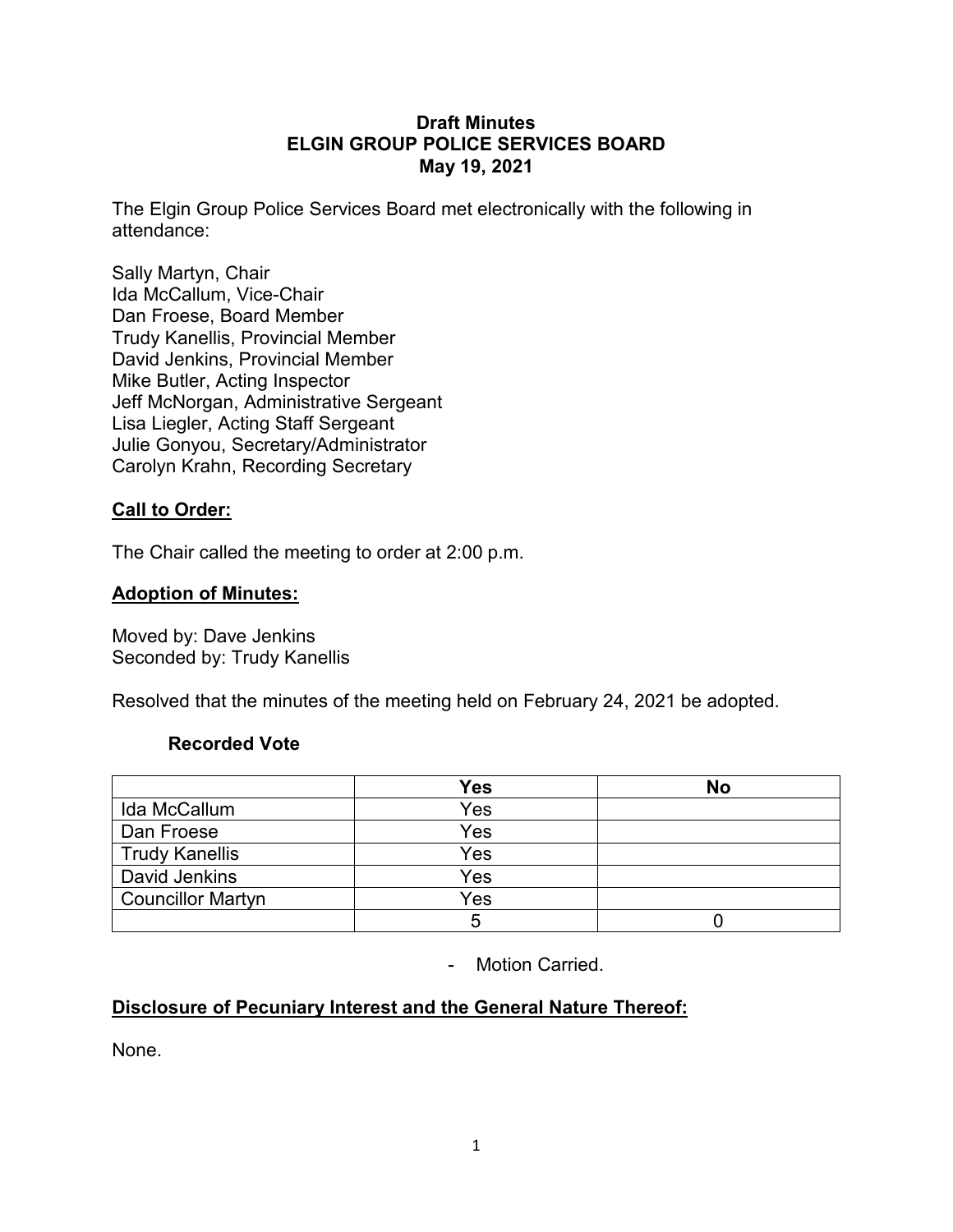# Draft Minutes
# ELGIN GROUP POLICE SERVICES BOARD
# May 19, 2021

The Elgin Group Police Services Board met electronically with the following in attendance:

Sally Martyn, Chair
Ida McCallum, Vice-Chair
Dan Froese, Board Member
Trudy Kanellis, Provincial Member
David Jenkins, Provincial Member
Mike Butler, Acting Inspector
Jeff McNorgan, Administrative Sergeant
Lisa Liegler, Acting Staff Sergeant
Julie Gonyou, Secretary/Administrator
Carolyn Krahn, Recording Secretary

## Call to Order:

The Chair called the meeting to order at 2:00 p.m.

## Adoption of Minutes:

Moved by: Dave Jenkins
Seconded by: Trudy Kanellis

Resolved that the minutes of the meeting held on February 24, 2021 be adopted.

**Recorded Vote**

| | Yes | No |
|---|---|---|
| Ida McCallum | Yes | |
| Dan Froese | Yes | |
| Trudy Kanellis | Yes | |
| David Jenkins | Yes | |
| Councillor Martyn | Yes | |
| | 5 | 0 |

- Motion Carried.

## Disclosure of Pecuniary Interest and the General Nature Thereof:

None.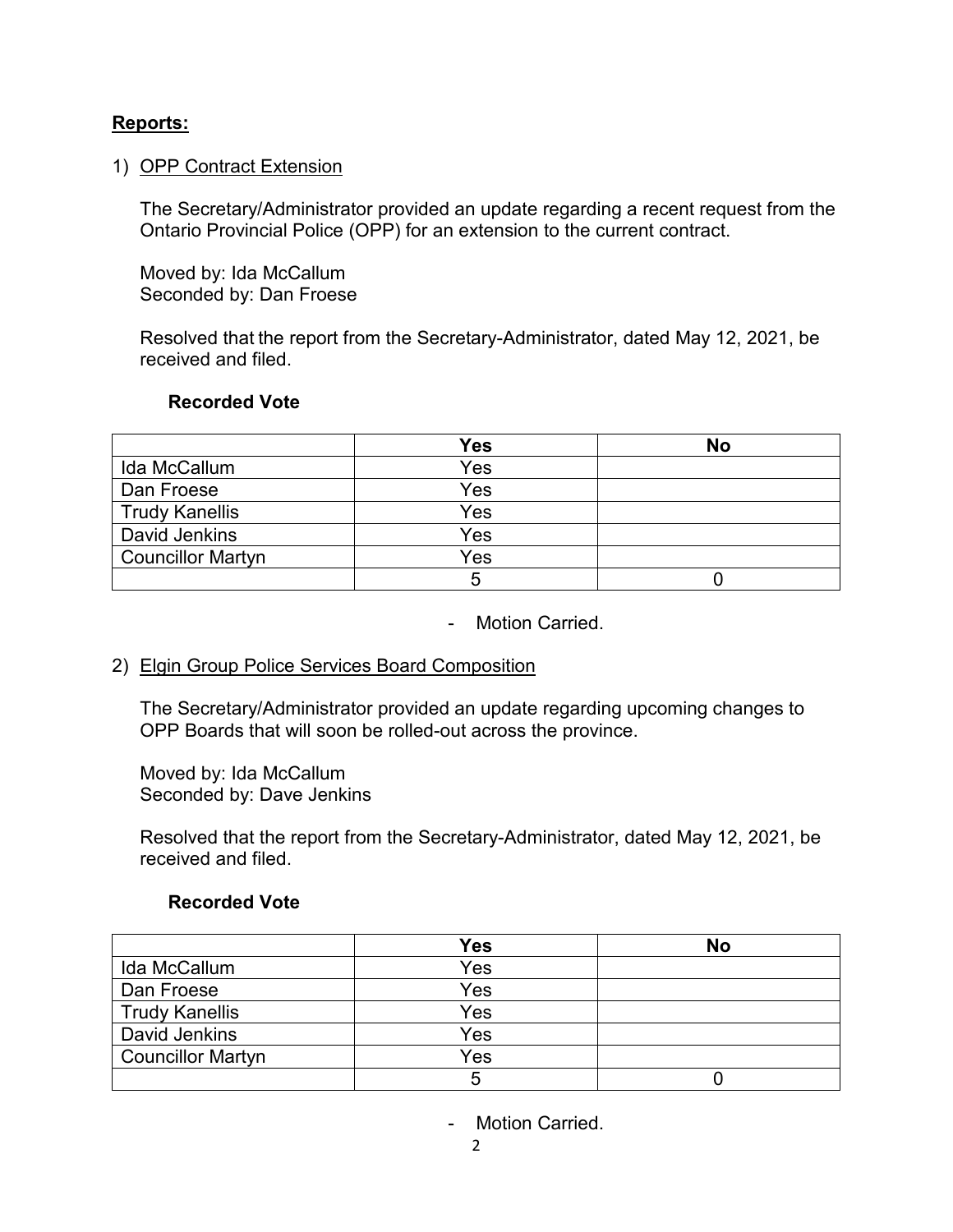**Reports:**

1) OPP Contract Extension

The Secretary/Administrator provided an update regarding a recent request from the Ontario Provincial Police (OPP) for an extension to the current contract.

Moved by: Ida McCallum
Seconded by: Dan Froese

Resolved that the report from the Secretary-Administrator, dated May 12, 2021, be received and filed.

**Recorded Vote**

| | Yes | No |
|---|---|---|
| Ida McCallum | Yes | |
| Dan Froese | Yes | |
| Trudy Kanellis | Yes | |
| David Jenkins | Yes | |
| Councillor Martyn | Yes | |
| | 5 | 0 |

- Motion Carried.

2) Elgin Group Police Services Board Composition

The Secretary/Administrator provided an update regarding upcoming changes to OPP Boards that will soon be rolled-out across the province.

Moved by: Ida McCallum
Seconded by: Dave Jenkins

Resolved that the report from the Secretary-Administrator, dated May 12, 2021, be received and filed.

**Recorded Vote**

| | Yes | No |
|---|---|---|
| Ida McCallum | Yes | |
| Dan Froese | Yes | |
| Trudy Kanellis | Yes | |
| David Jenkins | Yes | |
| Councillor Martyn | Yes | |
| | 5 | 0 |

- Motion Carried.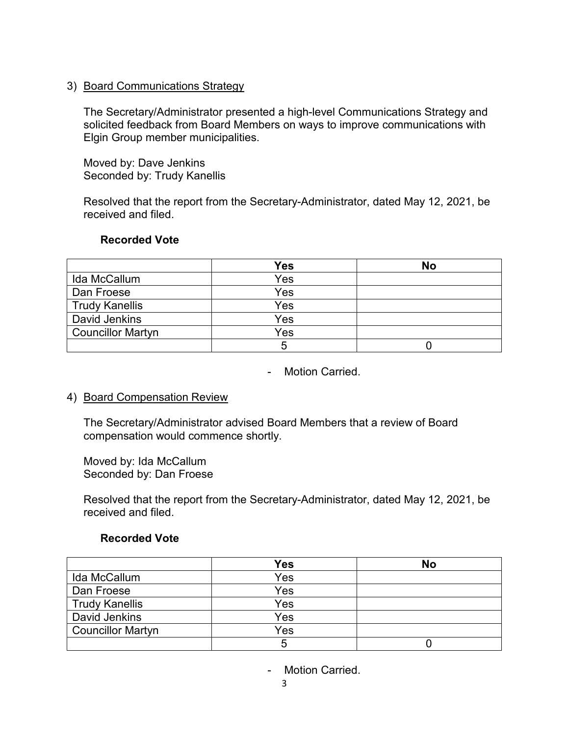3) <u>Board Communications Strategy</u>

The Secretary/Administrator presented a high-level Communications Strategy and solicited feedback from Board Members on ways to improve communications with Elgin Group member municipalities.

Moved by: Dave Jenkins
Seconded by: Trudy Kanellis

Resolved that the report from the Secretary-Administrator, dated May 12, 2021, be received and filed.

**Recorded Vote**

| | **Yes** | **No** |
|---|---|---|
| Ida McCallum | Yes | |
| Dan Froese | Yes | |
| Trudy Kanellis | Yes | |
| David Jenkins | Yes | |
| Councillor Martyn | Yes | |
| | 5 | 0 |

- Motion Carried.

4) <u>Board Compensation Review</u>

The Secretary/Administrator advised Board Members that a review of Board compensation would commence shortly.

Moved by: Ida McCallum
Seconded by: Dan Froese

Resolved that the report from the Secretary-Administrator, dated May 12, 2021, be received and filed.

**Recorded Vote**

| | **Yes** | **No** |
|---|---|---|
| Ida McCallum | Yes | |
| Dan Froese | Yes | |
| Trudy Kanellis | Yes | |
| David Jenkins | Yes | |
| Councillor Martyn | Yes | |
| | 5 | 0 |

- Motion Carried.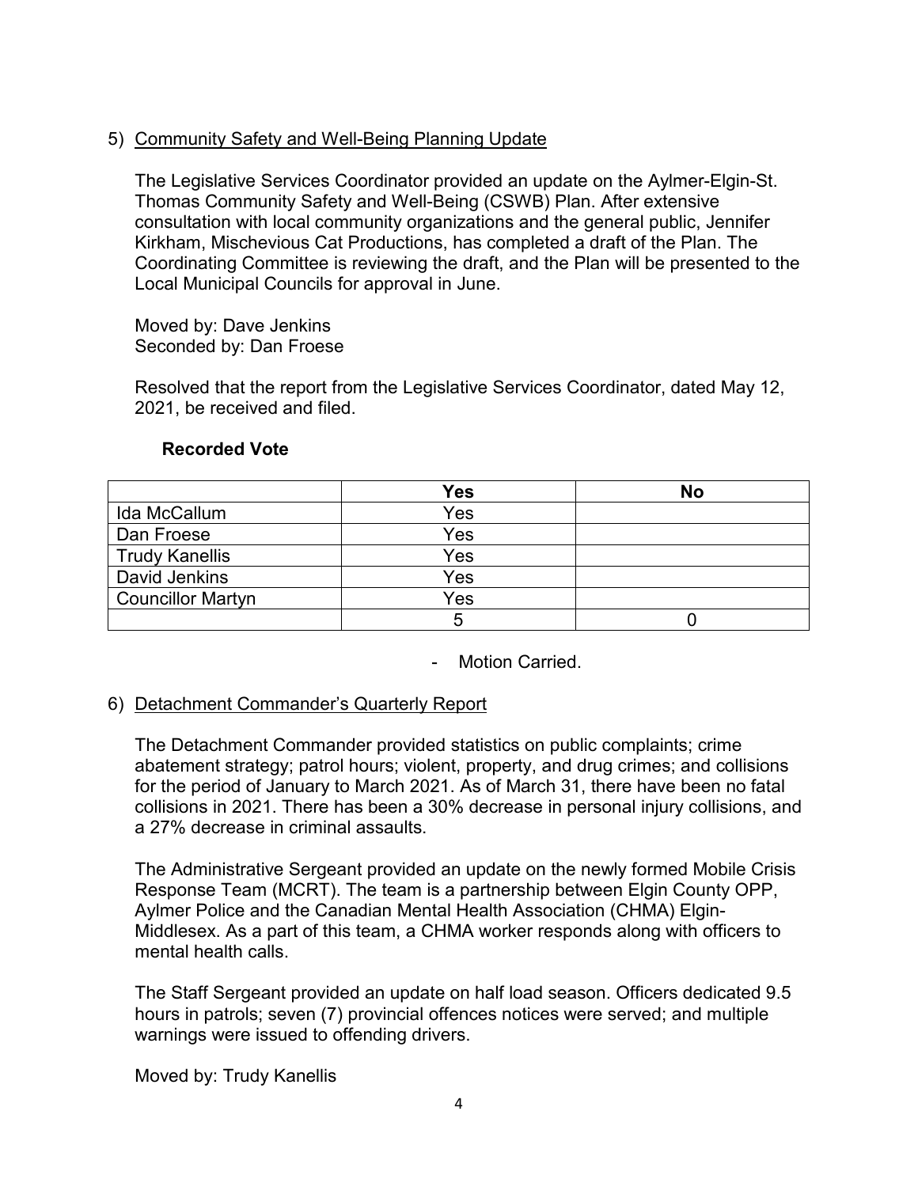5) Community Safety and Well-Being Planning Update

The Legislative Services Coordinator provided an update on the Aylmer-Elgin-St. Thomas Community Safety and Well-Being (CSWB) Plan. After extensive consultation with local community organizations and the general public, Jennifer Kirkham, Mischevious Cat Productions, has completed a draft of the Plan. The Coordinating Committee is reviewing the draft, and the Plan will be presented to the Local Municipal Councils for approval in June.

Moved by: Dave Jenkins
Seconded by: Dan Froese

Resolved that the report from the Legislative Services Coordinator, dated May 12, 2021, be received and filed.

**Recorded Vote**

| | Yes | No |
|---|---|---|
| Ida McCallum | Yes | |
| Dan Froese | Yes | |
| Trudy Kanellis | Yes | |
| David Jenkins | Yes | |
| Councillor Martyn | Yes | |
| | 5 | 0 |

- Motion Carried.

6) Detachment Commander's Quarterly Report

The Detachment Commander provided statistics on public complaints; crime abatement strategy; patrol hours; violent, property, and drug crimes; and collisions for the period of January to March 2021. As of March 31, there have been no fatal collisions in 2021. There has been a 30% decrease in personal injury collisions, and a 27% decrease in criminal assaults.

The Administrative Sergeant provided an update on the newly formed Mobile Crisis Response Team (MCRT). The team is a partnership between Elgin County OPP, Aylmer Police and the Canadian Mental Health Association (CHMA) Elgin-Middlesex. As a part of this team, a CHMA worker responds along with officers to mental health calls.

The Staff Sergeant provided an update on half load season. Officers dedicated 9.5 hours in patrols; seven (7) provincial offences notices were served; and multiple warnings were issued to offending drivers.

Moved by: Trudy Kanellis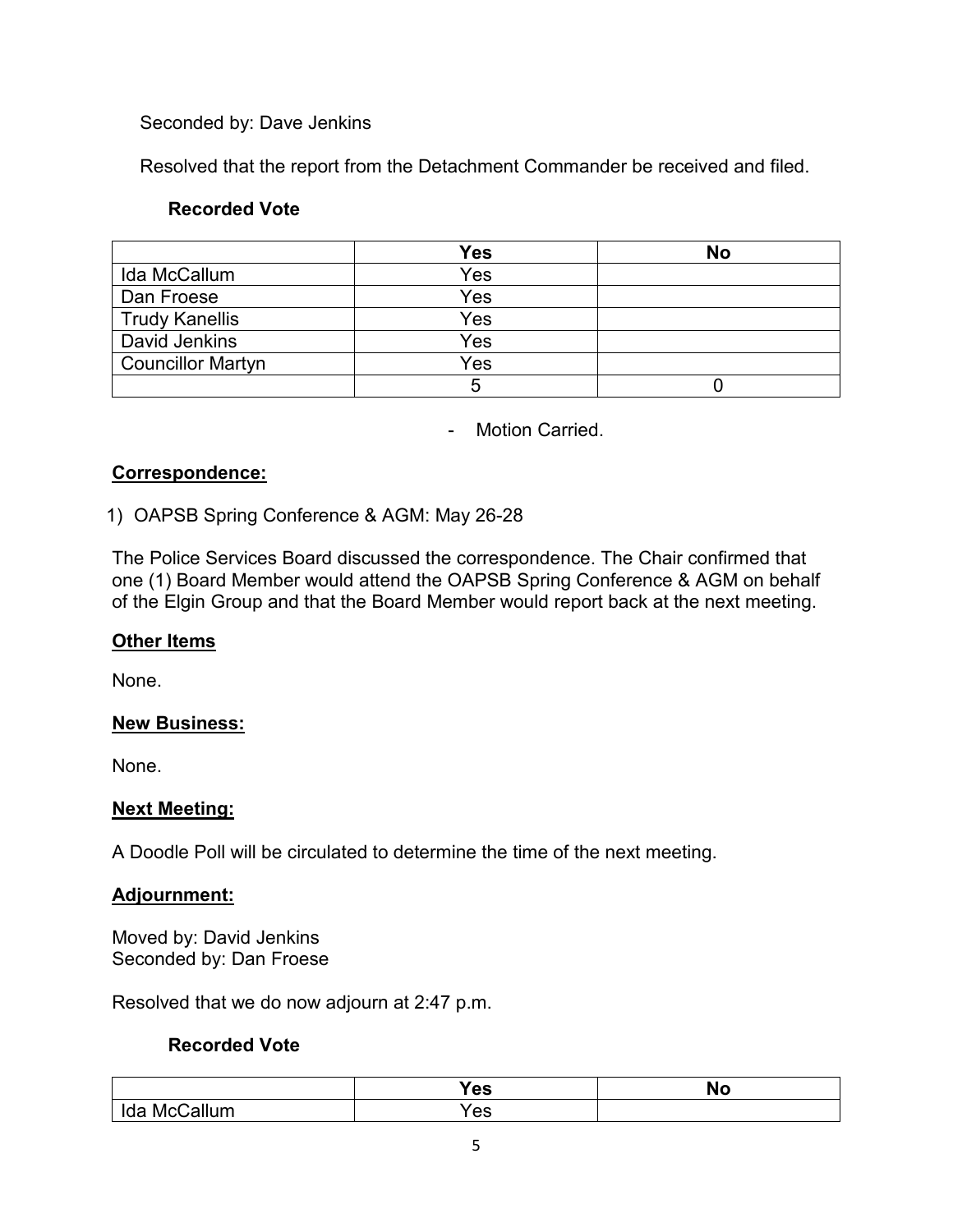Seconded by: Dave Jenkins

Resolved that the report from the Detachment Commander be received and filed.

**Recorded Vote**

| | **Yes** | **No** |
|---|---|---|
| Ida McCallum | Yes | |
| Dan Froese | Yes | |
| Trudy Kanellis | Yes | |
| David Jenkins | Yes | |
| Councillor Martyn | Yes | |
| | 5 | 0 |

- Motion Carried.

## Correspondence:

1) OAPSB Spring Conference & AGM: May 26-28

The Police Services Board discussed the correspondence. The Chair confirmed that one (1) Board Member would attend the OAPSB Spring Conference & AGM on behalf of the Elgin Group and that the Board Member would report back at the next meeting.

## Other Items

None.

## New Business:

None.

## Next Meeting:

A Doodle Poll will be circulated to determine the time of the next meeting.

## Adjournment:

Moved by: David Jenkins
Seconded by: Dan Froese

Resolved that we do now adjourn at 2:47 p.m.

**Recorded Vote**

| | **Yes** | **No** |
|---|---|---|
| Ida McCallum | Yes | |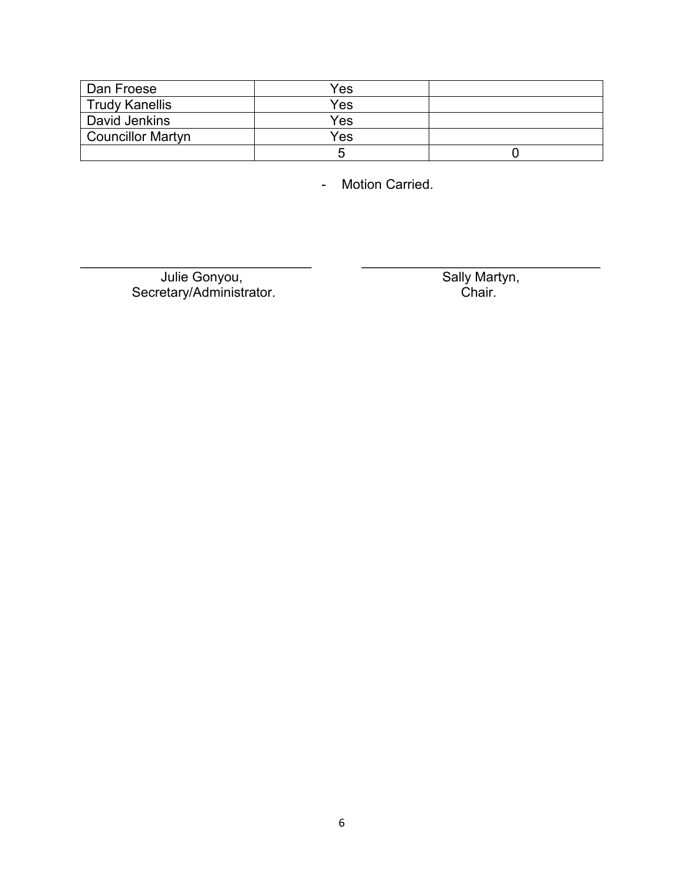| | | |
|---|---|---|
| Dan Froese | Yes | |
| Trudy Kanellis | Yes | |
| David Jenkins | Yes | |
| Councillor Martyn | Yes | |
| | 5 | 0 |

- Motion Carried.

_______________________________
Julie Gonyou,
Secretary/Administrator.

_______________________________
Sally Martyn,
Chair.